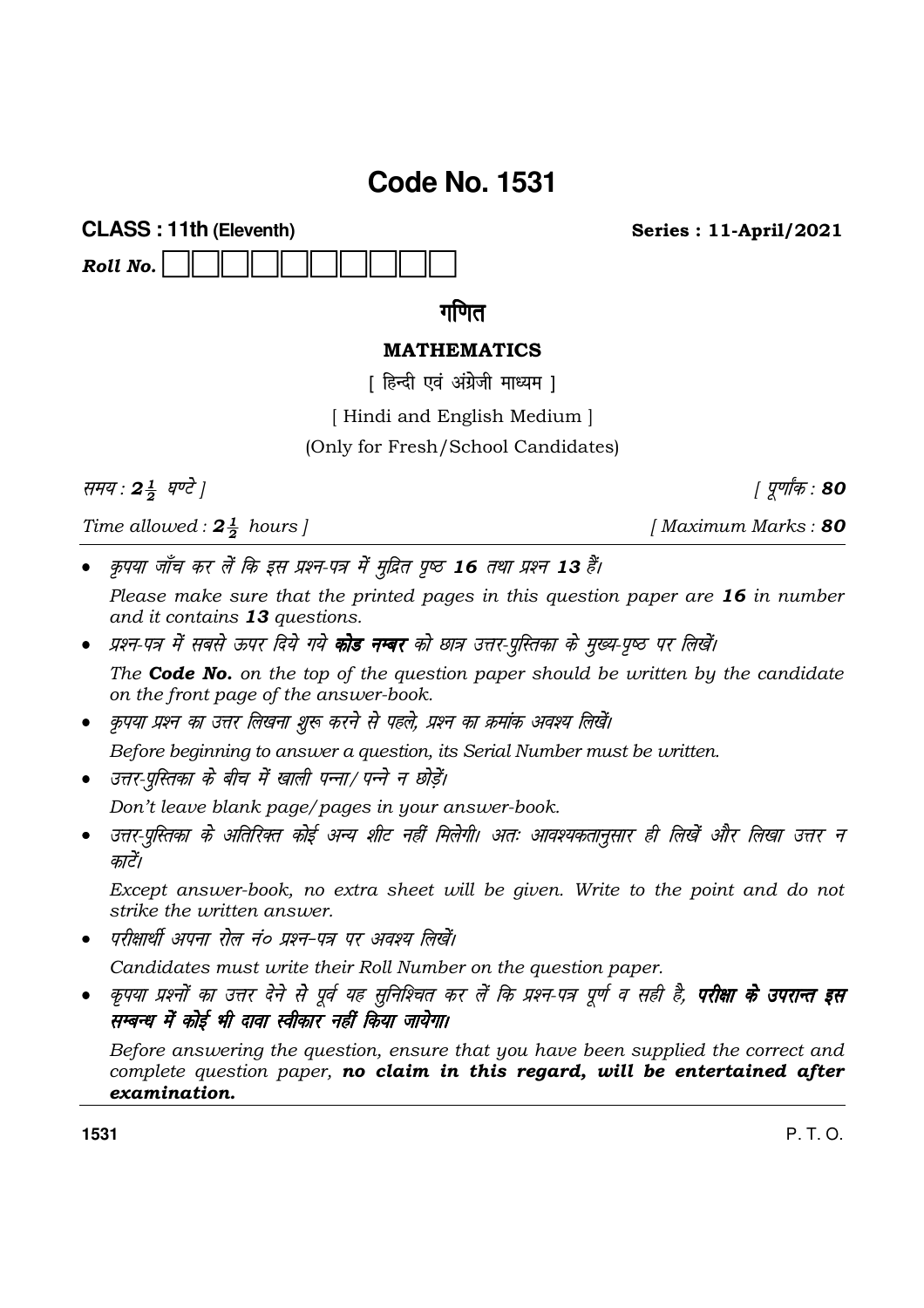# Code No. 1531

**CLASS : 11th (Eleventh)** **Series : 11-April/2021**

***Roll No.*** ☐☐☐☐☐☐☐☐☐☐

## गणित

### MATHEMATICS

[ हिन्दी एवं अंग्रेजी माध्यम ]

[ Hindi and English Medium ]

(Only for Fresh/School Candidates)

*समय : $2\frac{1}{2}$ घण्टे ]* *[ पूर्णांक : **80***

*Time allowed : $2\frac{1}{2}$ hours ]* *[ Maximum Marks : **80***

- *कृपया जाँच कर लें कि इस प्रश्न-पत्र में मुद्रित पृष्ठ **16** तथा प्रश्न **13** हैं।*

  *Please make sure that the printed pages in this question paper are **16** in number and it contains **13** questions.*

- *प्रश्न-पत्र में सबसे ऊपर दिये गये **कोड नम्बर** को छात्र उत्तर-पुस्तिका के मुख्य-पृष्ठ पर लिखें।*

  *The **Code No.** on the top of the question paper should be written by the candidate on the front page of the answer-book.*

- *कृपया प्रश्न का उत्तर लिखना शुरू करने से पहले, प्रश्न का क्रमांक अवश्य लिखें।*

  *Before beginning to answer a question, its Serial Number must be written.*

- *उत्तर-पुस्तिका के बीच में खाली पन्ना/पन्ने न छोड़ें।*

  *Don't leave blank page/pages in your answer-book.*

- *उत्तर-पुस्तिका के अतिरिक्त कोई अन्य शीट नहीं मिलेगी। अतः आवश्यकतानुसार ही लिखें और लिखा उत्तर न काटें।*

  *Except answer-book, no extra sheet will be given. Write to the point and do not strike the written answer.*

- *परीक्षार्थी अपना रोल नं० प्रश्न-पत्र पर अवश्य लिखें।*

  *Candidates must write their Roll Number on the question paper.*

- *कृपया प्रश्नों का उत्तर देने से पूर्व यह सुनिश्चित कर लें कि प्रश्न-पत्र पूर्ण व सही है, **परीक्षा के उपरान्त इस सम्बन्ध में कोई भी दावा स्वीकार नहीं किया जायेगा।***

  *Before answering the question, ensure that you have been supplied the correct and complete question paper, **no claim in this regard, will be entertained after examination.***

P. T. O.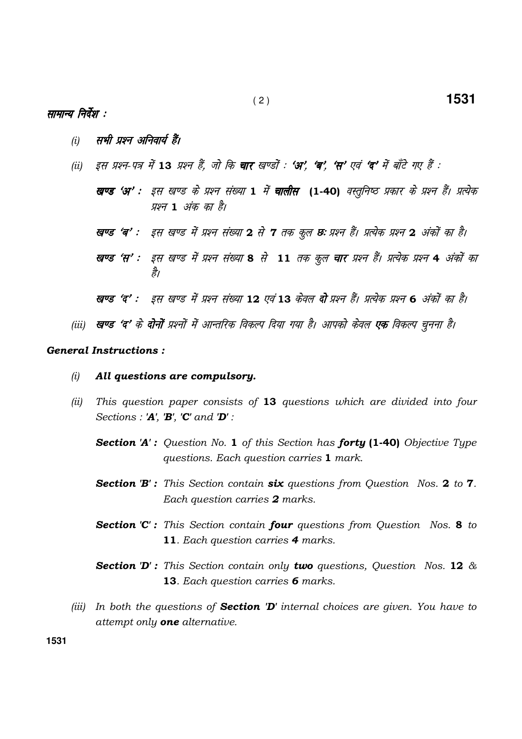## सामान्य निर्देश :

*(i)* ***सभी प्रश्न अनिवार्य हैं।***

*(ii)* *इस प्रश्न-पत्र में **13** प्रश्न हैं, जो कि **चार** खण्डों : **'अ', 'ब', 'स'** एवं **'द'** में बाँटे गए हैं :*

***खण्ड 'अ' :*** *इस खण्ड के प्रश्न संख्या **1** में **चालीस (1-40)** वस्तुनिष्ठ प्रकार के प्रश्न हैं। प्रत्येक प्रश्न **1** अंक का है।*

***खण्ड 'ब' :*** *इस खण्ड में प्रश्न संख्या **2** से **7** तक कुल **छः** प्रश्न हैं। प्रत्येक प्रश्न **2** अंकों का है।*

***खण्ड 'स' :*** *इस खण्ड में प्रश्न संख्या **8** से **11** तक कुल **चार** प्रश्न हैं। प्रत्येक प्रश्न **4** अंकों का है।*

***खण्ड 'द' :*** *इस खण्ड में प्रश्न संख्या **12** एवं **13** केवल **दो** प्रश्न हैं। प्रत्येक प्रश्न **6** अंकों का है।*

*(iii)* ***खण्ड 'द'** के **दोनों** प्रश्नों में आन्तरिक विकल्प दिया गया है। आपको केवल **एक** विकल्प चुनना है।*

## General Instructions :

*(i)* ***All questions are compulsory.***

*(ii)* *This question paper consists of **13** questions which are divided into four Sections : **'A'**, **'B'**, **'C'** and **'D'** :*

***Section 'A' :*** *Question No. **1** of this Section has **forty (1-40)** Objective Type questions. Each question carries **1** mark.*

***Section 'B' :*** *This Section contain **six** questions from Question Nos. **2** to **7**. Each question carries **2** marks.*

***Section 'C' :*** *This Section contain **four** questions from Question Nos. **8** to **11**. Each question carries **4** marks.*

***Section 'D' :*** *This Section contain only **two** questions, Question Nos. **12** & **13**. Each question carries **6** marks.*

*(iii)* *In both the questions of **Section 'D'** internal choices are given. You have to attempt only **one** alternative.*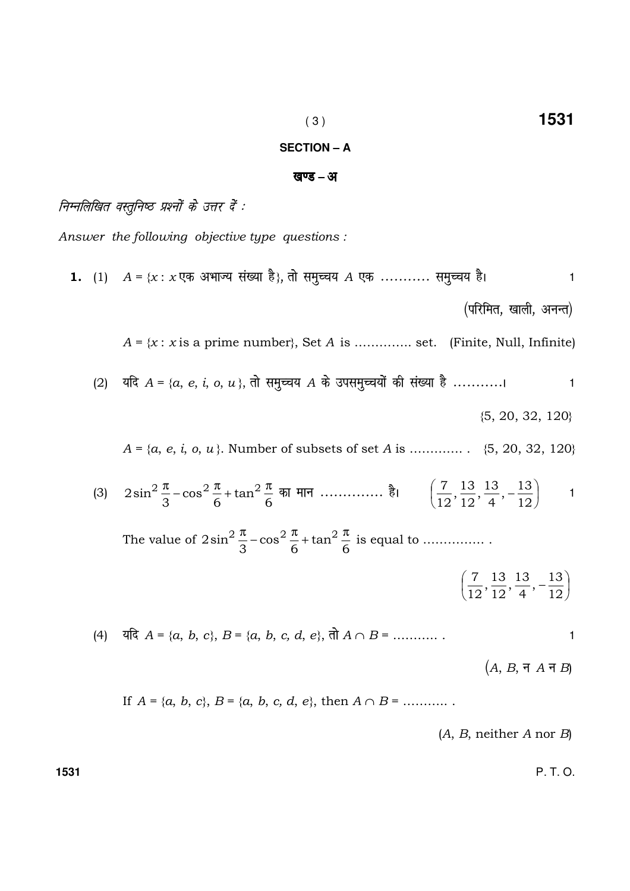## SECTION – A

## खण्ड – अ

*निम्नलिखित वस्तुनिष्ठ प्रश्नों के उत्तर दें :*

*Answer the following objective type questions :*

**1.** (1) $A = \{x : x$ एक अभाज्य संख्या है$\}$, तो समुच्चय $A$ एक ........... समुच्चय है। 1

(परिमित, खाली, अनन्त)

$A = \{x : x$ is a prime number$\}$, Set $A$ is ............. set. (Finite, Null, Infinite)

(2) यदि $A = \{a, e, i, o, u\}$, तो समुच्चय $A$ के उपसमुच्चयों की संख्या है ...........। 1

$\{5, 20, 32, 120\}$

$A = \{a, e, i, o, u\}$. Number of subsets of set $A$ is ............. . $\{5, 20, 32, 120\}$

(3) $2\sin^2 \frac{\pi}{3} - \cos^2 \frac{\pi}{6} + \tan^2 \frac{\pi}{6}$ का मान ............. है। $\left(\frac{7}{12}, \frac{13}{12}, \frac{13}{4}, -\frac{13}{12}\right)$ 1

The value of $2\sin^2 \frac{\pi}{3} - \cos^2 \frac{\pi}{6} + \tan^2 \frac{\pi}{6}$ is equal to ............... .

$\left(\frac{7}{12}, \frac{13}{12}, \frac{13}{4}, -\frac{13}{12}\right)$

(4) यदि $A = \{a, b, c\}$, $B = \{a, b, c, d, e\}$, तो $A \cap B =$ ........... . 1

($A$, $B$, न $A$ न $B$)

If $A = \{a, b, c\}$, $B = \{a, b, c, d, e\}$, then $A \cap B =$ ........... .

($A$, $B$, neither $A$ nor $B$)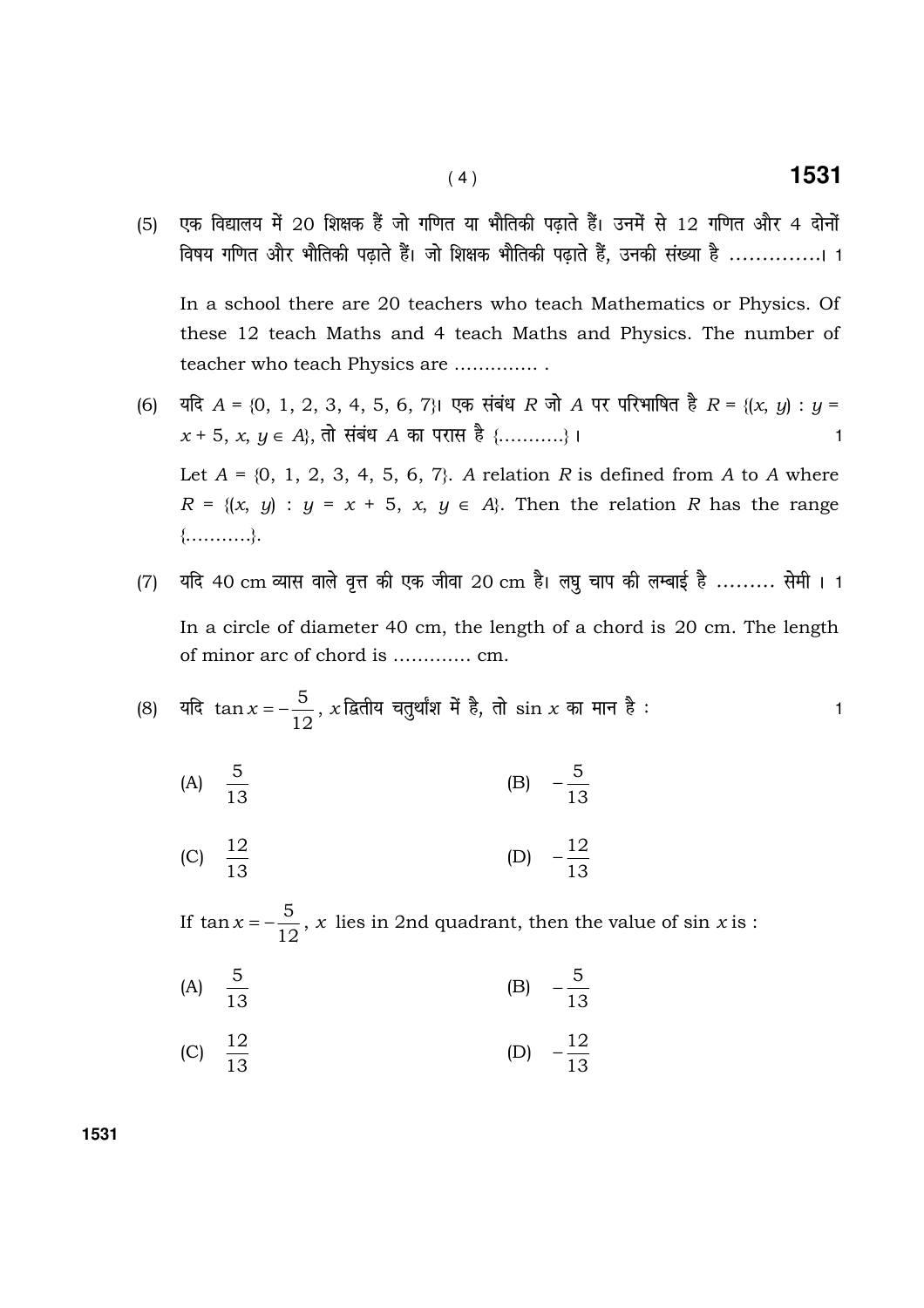(5) एक विद्यालय में 20 शिक्षक हैं जो गणित या भौतिकी पढ़ाते हैं। उनमें से 12 गणित और 4 दोनों विषय गणित और भौतिकी पढ़ाते हैं। जो शिक्षक भौतिकी पढ़ाते हैं, उनकी संख्या है ..............। 1

In a school there are 20 teachers who teach Mathematics or Physics. Of these 12 teach Maths and 4 teach Maths and Physics. The number of teacher who teach Physics are .............. .

(6) यदि $A = \{0, 1, 2, 3, 4, 5, 6, 7\}$। एक संबंध $R$ जो $A$ पर परिभाषित है $R = \{(x, y) : y = x + 5, x, y \in A\}$, तो संबंध $A$ का परास है {...........}। 1

Let $A = \{0, 1, 2, 3, 4, 5, 6, 7\}$. $A$ relation $R$ is defined from $A$ to $A$ where $R = \{(x, y) : y = x + 5, x, y \in A\}$. Then the relation $R$ has the range {...........}.

(7) यदि 40 cm व्यास वाले वृत्त की एक जीवा 20 cm है। लघु चाप की लम्बाई है ......... सेमी। 1

In a circle of diameter 40 cm, the length of a chord is 20 cm. The length of minor arc of chord is ............. cm.

(8) यदि $\tan x = -\frac{5}{12}$, $x$ द्वितीय चतुर्थांश में है, तो $\sin x$ का मान है : 1

(A) $\frac{5}{13}$

(B) $-\frac{5}{13}$

(C) $\frac{12}{13}$

(D) $-\frac{12}{13}$

If $\tan x = -\frac{5}{12}$, $x$ lies in 2nd quadrant, then the value of $\sin x$ is :

(A) $\frac{5}{13}$

(B) $-\frac{5}{13}$

(C) $\frac{12}{13}$

(D) $-\frac{12}{13}$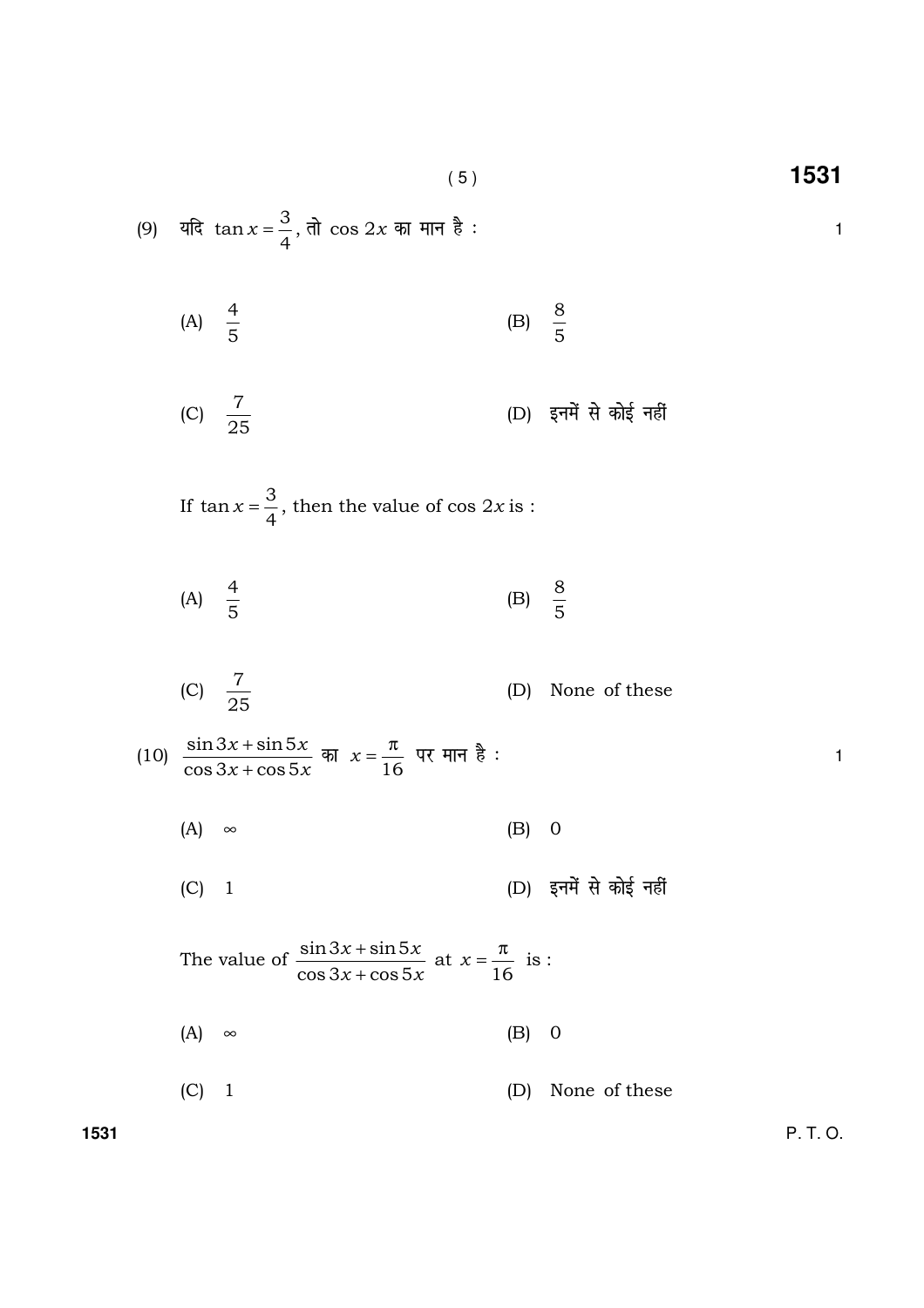(9) यदि $\tan x = \frac{3}{4}$, तो $\cos 2x$ का मान है : 1

(A) $\frac{4}{5}$

(B) $\frac{8}{5}$

(C) $\frac{7}{25}$

(D) इनमें से कोई नहीं

If $\tan x = \frac{3}{4}$, then the value of $\cos 2x$ is :

(A) $\frac{4}{5}$

(B) $\frac{8}{5}$

(C) $\frac{7}{25}$

(D) None of these

(10) $\frac{\sin 3x + \sin 5x}{\cos 3x + \cos 5x}$ का $x = \frac{\pi}{16}$ पर मान है : 1

(A) $\infty$

(B) 0

(C) 1

(D) इनमें से कोई नहीं

The value of $\frac{\sin 3x + \sin 5x}{\cos 3x + \cos 5x}$ at $x = \frac{\pi}{16}$ is :

(A) $\infty$

(B) 0

(C) 1

(D) None of these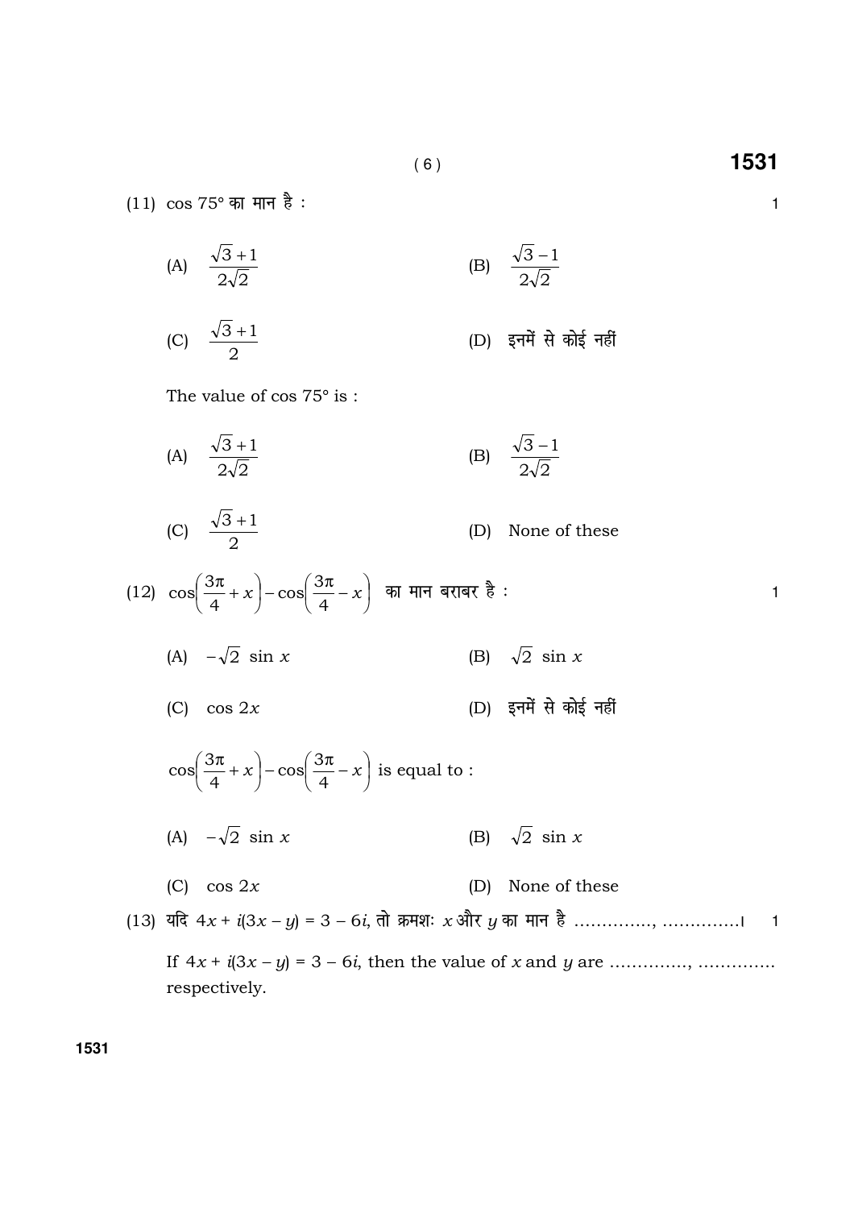(11) cos 75° का मान है : 1

(A) $\frac{\sqrt{3}+1}{2\sqrt{2}}$  (B) $\frac{\sqrt{3}-1}{2\sqrt{2}}$

(C) $\frac{\sqrt{3}+1}{2}$  (D) इनमें से कोई नहीं

The value of cos 75° is :

(A) $\frac{\sqrt{3}+1}{2\sqrt{2}}$  (B) $\frac{\sqrt{3}-1}{2\sqrt{2}}$

(C) $\frac{\sqrt{3}+1}{2}$  (D) None of these

(12) $\cos\left(\frac{3\pi}{4}+x\right)-\cos\left(\frac{3\pi}{4}-x\right)$ का मान बराबर है : 1

(A) $-\sqrt{2}\sin x$  (B) $\sqrt{2}\sin x$

(C) $\cos 2x$  (D) इनमें से कोई नहीं

$\cos\left(\frac{3\pi}{4}+x\right)-\cos\left(\frac{3\pi}{4}-x\right)$ is equal to :

(A) $-\sqrt{2}\sin x$  (B) $\sqrt{2}\sin x$

(C) $\cos 2x$  (D) None of these

(13) यदि $4x + i(3x - y) = 3 - 6i$, तो क्रमशः $x$ और $y$ का मान है ............., .............। 1

If $4x + i(3x - y) = 3 - 6i$, then the value of $x$ and $y$ are ............., ............. respectively.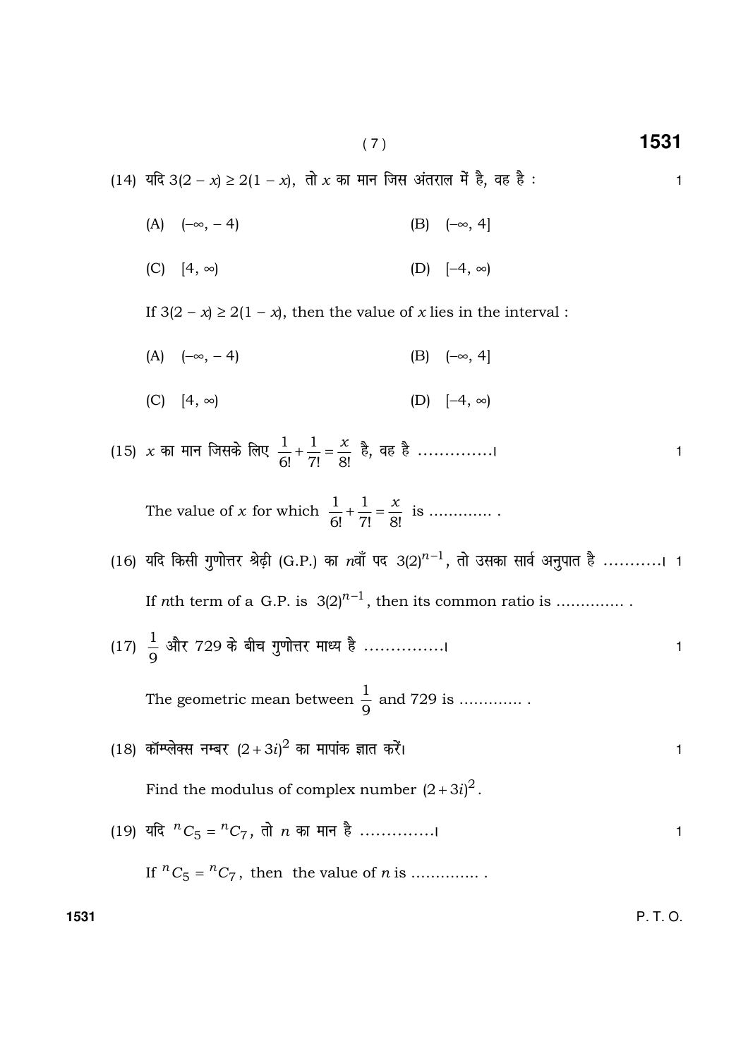(14) यदि $3(2 - x) \geq 2(1 - x)$, तो $x$ का मान जिस अंतराल में है, वह है : 1

(A) $(-\infty, -4)$  (B) $(-\infty, 4]$

(C) $[4, \infty)$  (D) $[-4, \infty)$

If $3(2 - x) \geq 2(1 - x)$, then the value of $x$ lies in the interval :

(A) $(-\infty, -4)$  (B) $(-\infty, 4]$

(C) $[4, \infty)$  (D) $[-4, \infty)$

(15) $x$ का मान जिसके लिए $\frac{1}{6!} + \frac{1}{7!} = \frac{x}{8!}$ है, वह है ..............। 1

The value of $x$ for which $\frac{1}{6!} + \frac{1}{7!} = \frac{x}{8!}$ is ............. .

(16) यदि किसी गुणोत्तर श्रेढ़ी (G.P.) का $n$वाँ पद $3(2)^{n-1}$, तो उसका सार्व अनुपात है ...........। 1

If $n$th term of a G.P. is $3(2)^{n-1}$, then its common ratio is .............. .

(17) $\frac{1}{9}$ और 729 के बीच गुणोत्तर माध्य है ...............। 1

The geometric mean between $\frac{1}{9}$ and 729 is ............. .

(18) कॉम्प्लेक्स नम्बर $(2+3i)^2$ का मापांक ज्ञात करें। 1

Find the modulus of complex number $(2+3i)^2$.

(19) यदि ${}^nC_5 = {}^nC_7$, तो $n$ का मान है ..............। 1

If ${}^nC_5 = {}^nC_7$, then the value of $n$ is .............. .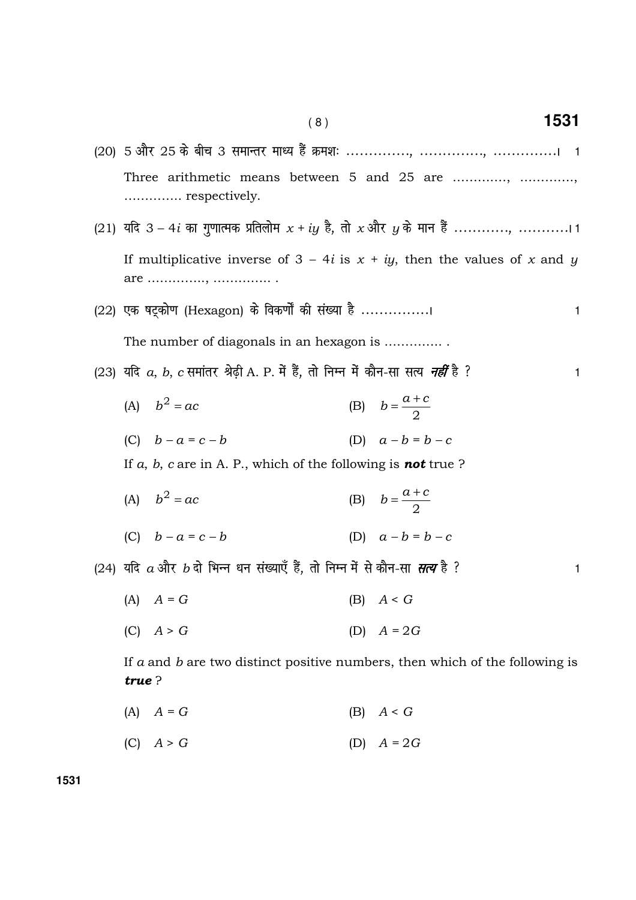(20) 5 और 25 के बीच 3 समान्तर माध्य हैं क्रमशः …………., …………., ………….। 1

Three arithmetic means between 5 and 25 are …………, …………, ………….. respectively.

(21) यदि $3 - 4i$ का गुणात्मक प्रतिलोम $x + iy$ है, तो $x$ और $y$ के मान हैं ………., ……….। 1

If multiplicative inverse of $3 - 4i$ is $x + iy$, then the values of $x$ and $y$ are …………., ………….. .

(22) एक षट्कोण (Hexagon) के विकर्णों की संख्या है ……………। 1

The number of diagonals in an hexagon is ………….. .

(23) यदि $a$, $b$, $c$ समांतर श्रेढ़ी A. P. में हैं, तो निम्न में कौन-सा सत्य ***नहीं*** है ? 1

(A) $b^2 = ac$ (B) $b = \frac{a+c}{2}$

(C) $b - a = c - b$ (D) $a - b = b - c$

If $a$, $b$, $c$ are in A. P., which of the following is ***not*** true ?

(A) $b^2 = ac$ (B) $b = \frac{a+c}{2}$

(C) $b - a = c - b$ (D) $a - b = b - c$

(24) यदि $a$ और $b$ दो भिन्न धन संख्याएँ हैं, तो निम्न में से कौन-सा ***सत्य*** है ? 1

(A) $A = G$ (B) $A < G$

(C) $A > G$ (D) $A = 2G$

If $a$ and $b$ are two distinct positive numbers, then which of the following is ***true*** ?

(A) $A = G$ (B) $A < G$

(C) $A > G$ (D) $A = 2G$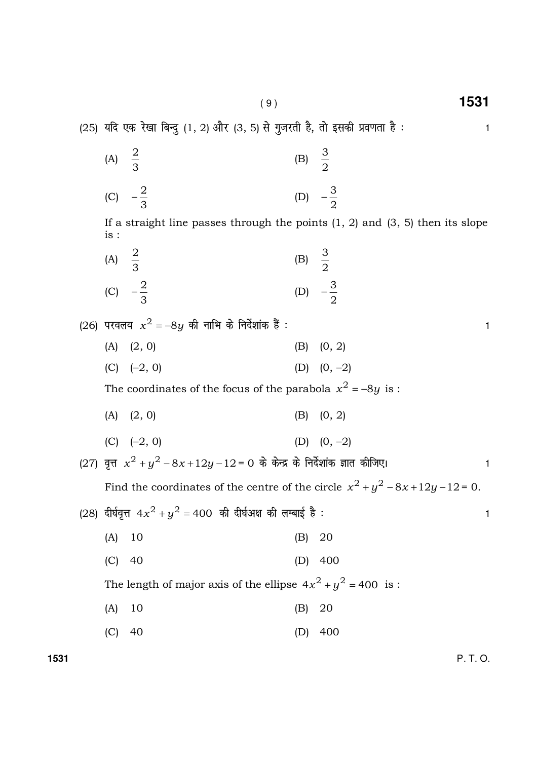(25) यदि एक रेखा बिन्दु (1, 2) और (3, 5) से गुजरती है, तो इसकी प्रवणता है : 1

(A) $\frac{2}{3}$ (B) $\frac{3}{2}$

(C) $-\frac{2}{3}$ (D) $-\frac{3}{2}$

If a straight line passes through the points (1, 2) and (3, 5) then its slope is :

(A) $\frac{2}{3}$ (B) $\frac{3}{2}$

(C) $-\frac{2}{3}$ (D) $-\frac{3}{2}$

(26) परवलय $x^2 = -8y$ की नाभि के निर्देशांक हैं : 1

(A) (2, 0) (B) (0, 2)

(C) (–2, 0) (D) (0, –2)

The coordinates of the focus of the parabola $x^2 = -8y$ is :

(A) (2, 0) (B) (0, 2)

(C) (–2, 0) (D) (0, –2)

(27) वृत्त $x^2 + y^2 - 8x + 12y - 12 = 0$ के केन्द्र के निर्देशांक ज्ञात कीजिए। 1

Find the coordinates of the centre of the circle $x^2 + y^2 - 8x + 12y - 12 = 0$.

(28) दीर्घवृत्त $4x^2 + y^2 = 400$ की दीर्घअक्ष की लम्बाई है : 1

(A) 10 (B) 20

(C) 40 (D) 400

The length of major axis of the ellipse $4x^2 + y^2 = 400$ is :

(A) 10 (B) 20

(C) 40 (D) 400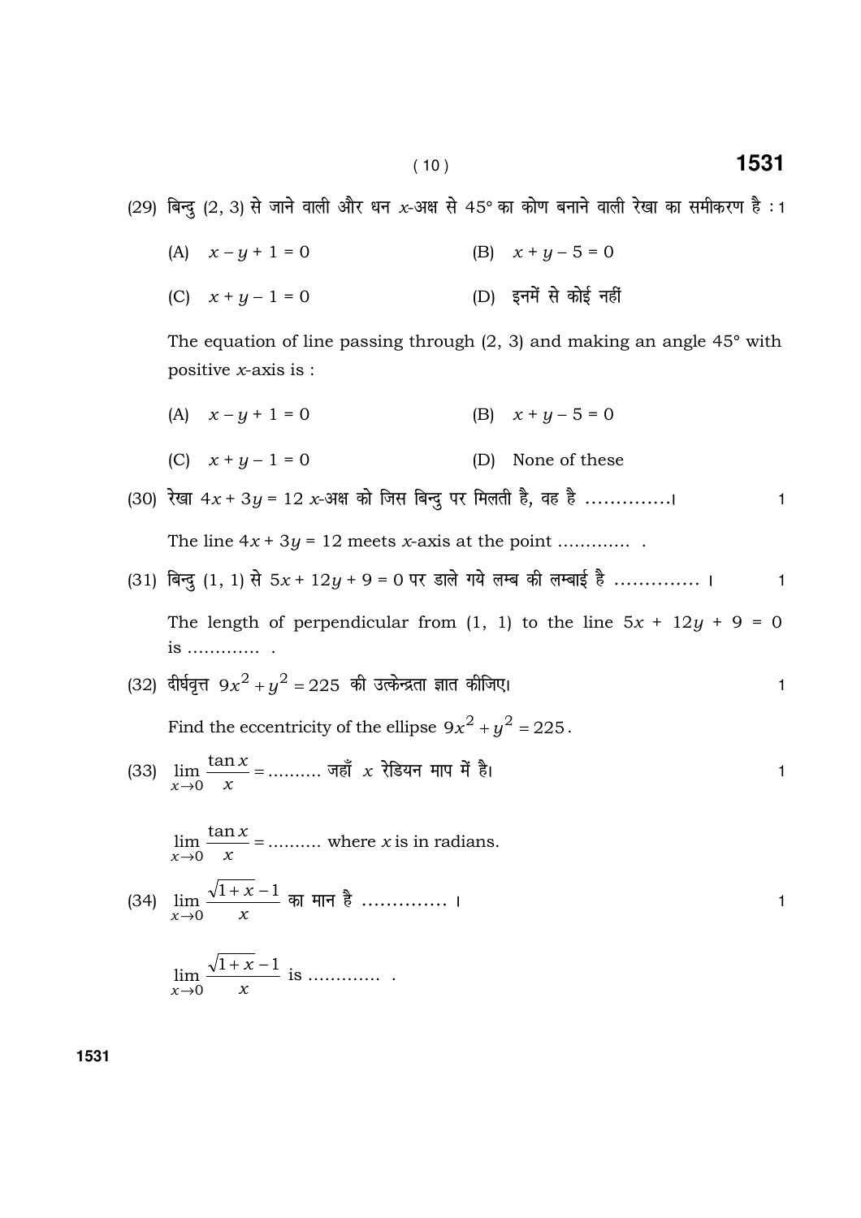(29) बिन्दु (2, 3) से जाने वाली और धन $x$-अक्ष से 45° का कोण बनाने वाली रेखा का समीकरण है : 1

(A) $x - y + 1 = 0$ (B) $x + y - 5 = 0$

(C) $x + y - 1 = 0$ (D) इनमें से कोई नहीं

The equation of line passing through (2, 3) and making an angle 45° with positive $x$-axis is :

(A) $x - y + 1 = 0$ (B) $x + y - 5 = 0$

(C) $x + y - 1 = 0$ (D) None of these

(30) रेखा $4x + 3y = 12$ $x$-अक्ष को जिस बिन्दु पर मिलती है, वह है ..............। 1

The line $4x + 3y = 12$ meets $x$-axis at the point ............. .

(31) बिन्दु (1, 1) से $5x + 12y + 9 = 0$ पर डाले गये लम्ब की लम्बाई है .............. । 1

The length of perpendicular from (1, 1) to the line $5x + 12y + 9 = 0$ is ............. .

(32) दीर्घवृत्त $9x^2 + y^2 = 225$ की उत्केन्द्रता ज्ञात कीजिए। 1

Find the eccentricity of the ellipse $9x^2 + y^2 = 225$.

(33) $\lim_{x \to 0} \frac{\tan x}{x} = \ldots\ldots\ldots$ जहाँ $x$ रेडियन माप में है। 1

$\lim_{x \to 0} \frac{\tan x}{x} = \ldots\ldots\ldots$ where $x$ is in radians.

(34) $\lim_{x \to 0} \frac{\sqrt{1+x} - 1}{x}$ का मान है .............. । 1

$\lim_{x \to 0} \frac{\sqrt{1+x} - 1}{x}$ is ............. .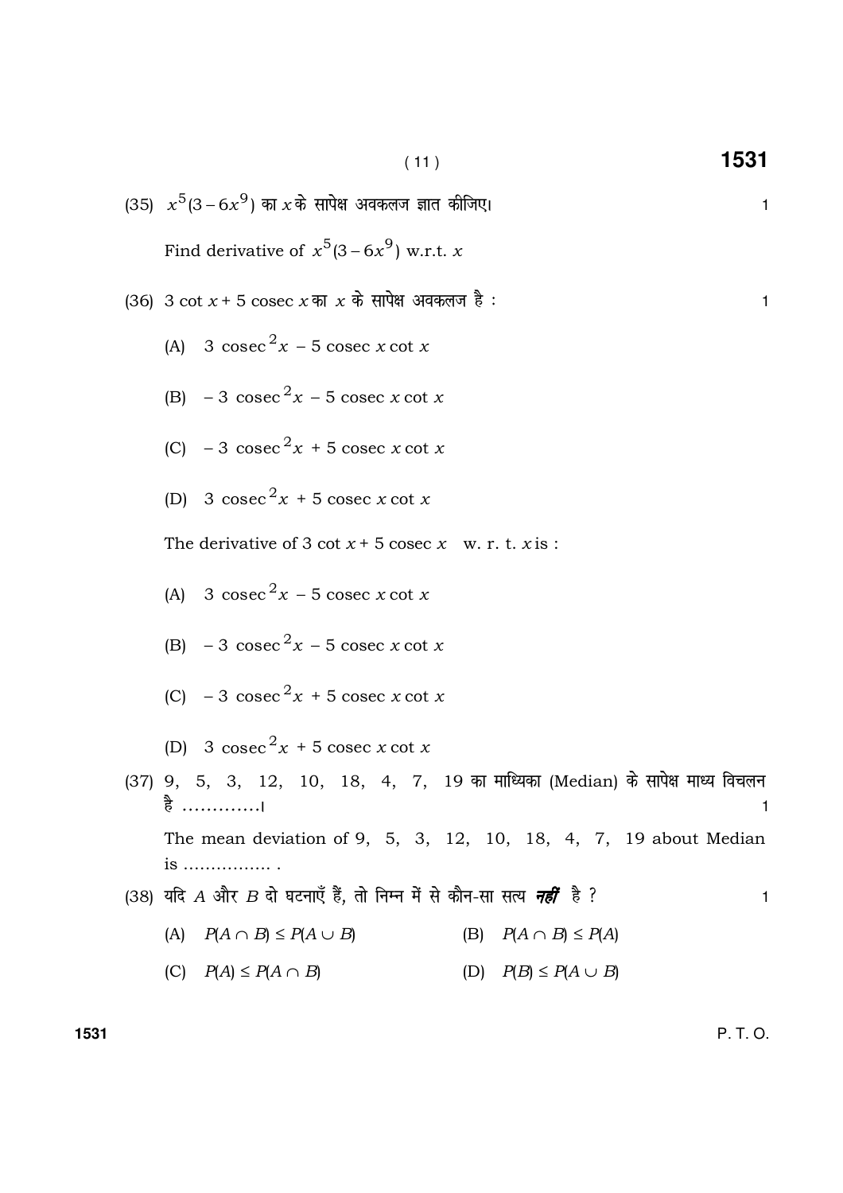(35) $x^5(3-6x^9)$ का $x$ के सापेक्ष अवकलज ज्ञात कीजिए। 1

Find derivative of $x^5(3-6x^9)$ w.r.t. $x$

(36) $3 \cot x + 5 \operatorname{cosec} x$ का $x$ के सापेक्ष अवकलज है : 1

(A) $3 \operatorname{cosec}^2 x - 5 \operatorname{cosec} x \cot x$

(B) $-3 \operatorname{cosec}^2 x - 5 \operatorname{cosec} x \cot x$

(C) $-3 \operatorname{cosec}^2 x + 5 \operatorname{cosec} x \cot x$

(D) $3 \operatorname{cosec}^2 x + 5 \operatorname{cosec} x \cot x$

The derivative of $3 \cot x + 5 \operatorname{cosec} x$ w. r. t. $x$ is :

(A) $3 \operatorname{cosec}^2 x - 5 \operatorname{cosec} x \cot x$

(B) $-3 \operatorname{cosec}^2 x - 5 \operatorname{cosec} x \cot x$

(C) $-3 \operatorname{cosec}^2 x + 5 \operatorname{cosec} x \cot x$

(D) $3 \operatorname{cosec}^2 x + 5 \operatorname{cosec} x \cot x$

(37) 9, 5, 3, 12, 10, 18, 4, 7, 19 का माध्यिका (Median) के सापेक्ष माध्य विचलन है ............। 1

The mean deviation of 9, 5, 3, 12, 10, 18, 4, 7, 19 about Median is ................ .

(38) यदि $A$ और $B$ दो घटनाएँ हैं, तो निम्न में से कौन-सा सत्य ***नहीं*** है ? 1

(A) $P(A \cap B) \leq P(A \cup B)$

(B) $P(A \cap B) \leq P(A)$

(C) $P(A) \leq P(A \cap B)$

(D) $P(B) \leq P(A \cup B)$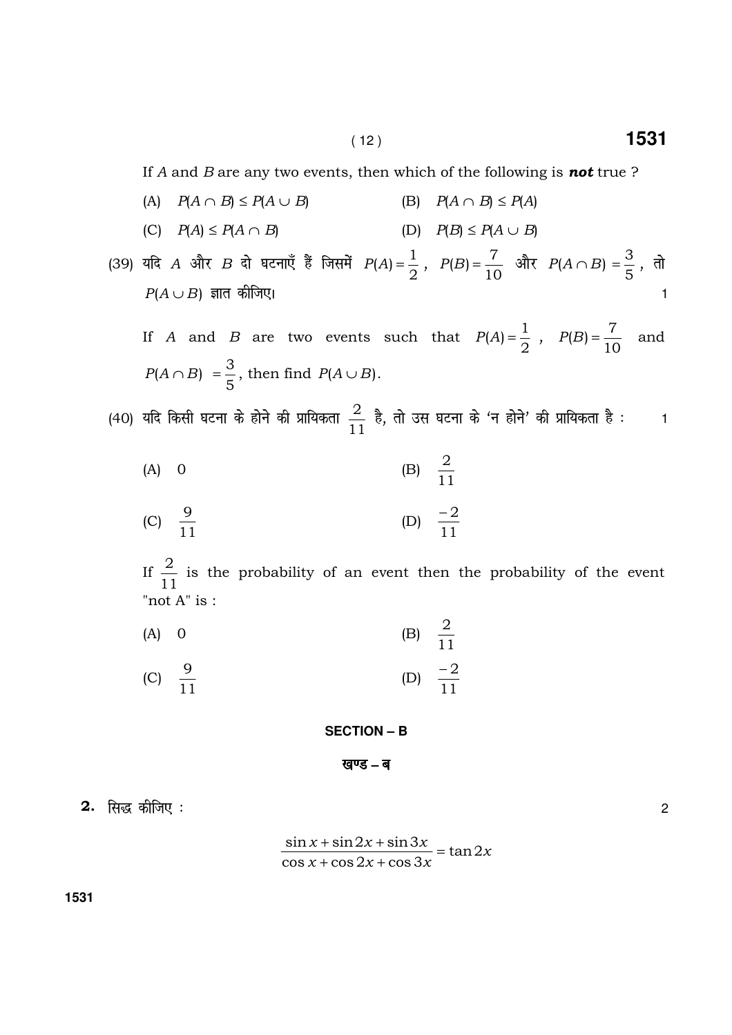If $A$ and $B$ are any two events, then which of the following is ***not*** true ?

(A) $P(A \cap B) \leq P(A \cup B)$ (B) $P(A \cap B) \leq P(A)$

(C) $P(A) \leq P(A \cap B)$ (D) $P(B) \leq P(A \cup B)$

(39) यदि $A$ और $B$ दो घटनाएँ हैं जिसमें $P(A) = \frac{1}{2}$, $P(B) = \frac{7}{10}$ और $P(A \cap B) = \frac{3}{5}$, तो $P(A \cup B)$ ज्ञात कीजिए। 1

If $A$ and $B$ are two events such that $P(A) = \frac{1}{2}$, $P(B) = \frac{7}{10}$ and $P(A \cap B) = \frac{3}{5}$, then find $P(A \cup B)$.

(40) यदि किसी घटना के होने की प्रायिकता $\frac{2}{11}$ है, तो उस घटना के 'न होने' की प्रायिकता है : 1

(A) 0 (B) $\frac{2}{11}$

(C) $\frac{9}{11}$ (D) $\frac{-2}{11}$

If $\frac{2}{11}$ is the probability of an event then the probability of the event "not A" is :

(A) 0 (B) $\frac{2}{11}$

(C) $\frac{9}{11}$ (D) $\frac{-2}{11}$

## SECTION – B

## खण्ड – ब

**2.** सिद्ध कीजिए : 2

$$\frac{\sin x + \sin 2x + \sin 3x}{\cos x + \cos 2x + \cos 3x} = \tan 2x$$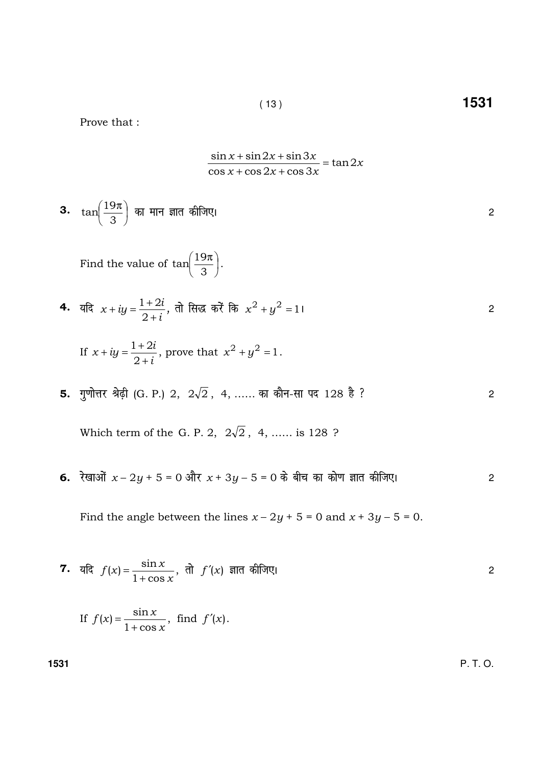Prove that :

$$\frac{\sin x + \sin 2x + \sin 3x}{\cos x + \cos 2x + \cos 3x} = \tan 2x$$

**3.** $\tan\left(\frac{19\pi}{3}\right)$ का मान ज्ञात कीजिए। 2

Find the value of $\tan\left(\frac{19\pi}{3}\right)$.

**4.** यदि $x + iy = \frac{1+2i}{2+i}$, तो सिद्ध करें कि $x^2 + y^2 = 1$। 2

If $x + iy = \frac{1+2i}{2+i}$, prove that $x^2 + y^2 = 1$.

**5.** गुणोत्तर श्रेढ़ी (G. P.) 2, $2\sqrt{2}$, 4, ...... का कौन-सा पद 128 है ? 2

Which term of the G. P. 2, $2\sqrt{2}$, 4, ...... is 128 ?

**6.** रेखाओं $x - 2y + 5 = 0$ और $x + 3y - 5 = 0$ के बीच का कोण ज्ञात कीजिए। 2

Find the angle between the lines $x - 2y + 5 = 0$ and $x + 3y - 5 = 0$.

**7.** यदि $f(x) = \frac{\sin x}{1 + \cos x}$, तो $f'(x)$ ज्ञात कीजिए। 2

If $f(x) = \frac{\sin x}{1 + \cos x}$, find $f'(x)$.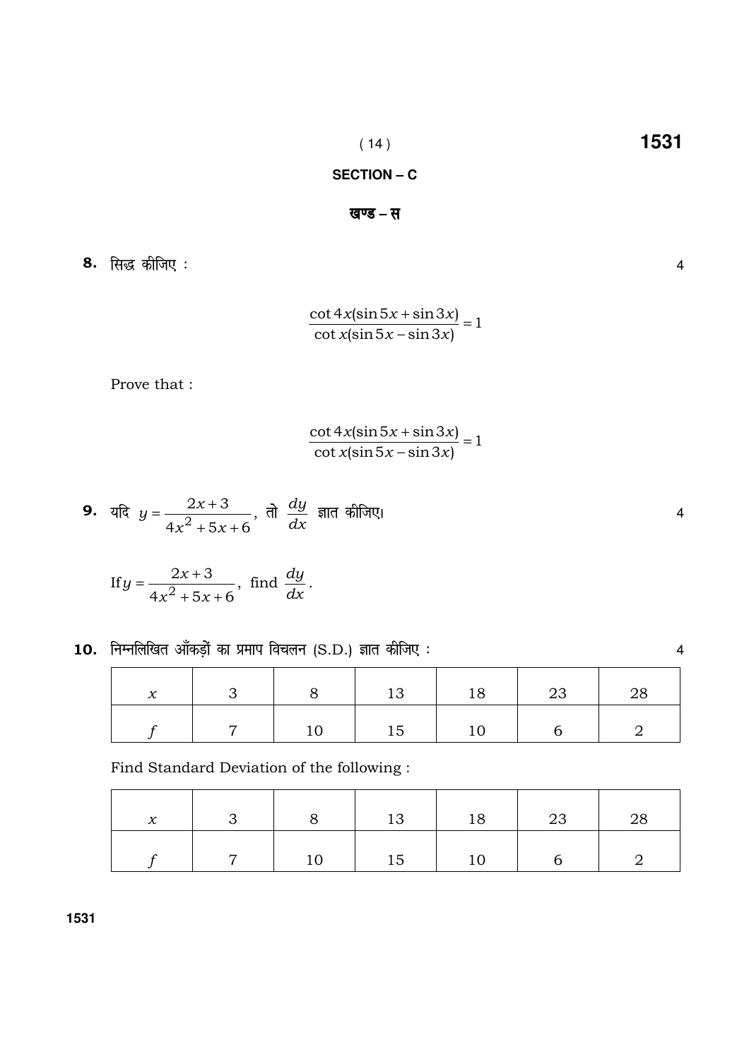## SECTION – C

## खण्ड – स

**8.** सिद्ध कीजिए : 4

$$\frac{\cot 4x(\sin 5x + \sin 3x)}{\cot x(\sin 5x - \sin 3x)} = 1$$

Prove that :

$$\frac{\cot 4x(\sin 5x + \sin 3x)}{\cot x(\sin 5x - \sin 3x)} = 1$$

**9.** यदि $y = \dfrac{2x+3}{4x^2+5x+6}$, तो $\dfrac{dy}{dx}$ ज्ञात कीजिए। 4

If $y = \dfrac{2x+3}{4x^2+5x+6}$, find $\dfrac{dy}{dx}$.

**10.** निम्नलिखित आँकड़ों का प्रमाप विचलन (S.D.) ज्ञात कीजिए : 4

| $x$ | 3 | 8 | 13 | 18 | 23 | 28 |
|---|---|---|---|---|---|---|
| $f$ | 7 | 10 | 15 | 10 | 6 | 2 |

Find Standard Deviation of the following :

| $x$ | 3 | 8 | 13 | 18 | 23 | 28 |
|---|---|---|---|---|---|---|
| $f$ | 7 | 10 | 15 | 10 | 6 | 2 |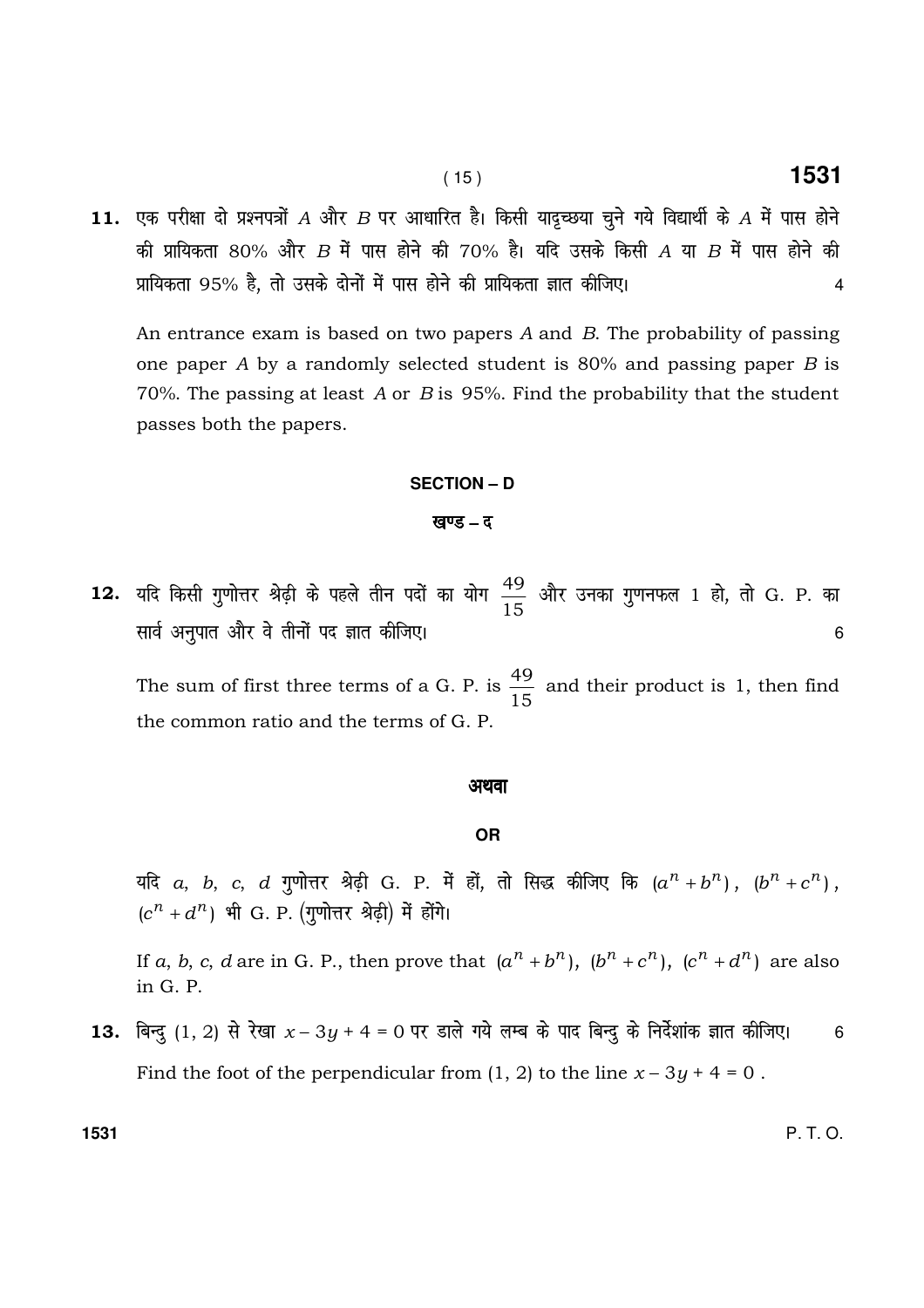**11.** एक परीक्षा दो प्रश्नपत्रों $A$ और $B$ पर आधारित है। किसी यादृच्छया चुने गये विद्यार्थी के $A$ में पास होने की प्रायिकता 80% और $B$ में पास होने की 70% है। यदि उसके किसी $A$ या $B$ में पास होने की प्रायिकता 95% है, तो उसके दोनों में पास होने की प्रायिकता ज्ञात कीजिए। 4

An entrance exam is based on two papers $A$ and $B$. The probability of passing one paper $A$ by a randomly selected student is 80% and passing paper $B$ is 70%. The passing at least $A$ or $B$ is 95%. Find the probability that the student passes both the papers.

## SECTION – D

## खण्ड – द

**12.** यदि किसी गुणोत्तर श्रेढ़ी के पहले तीन पदों का योग $\frac{49}{15}$ और उनका गुणनफल 1 हो, तो G. P. का सार्व अनुपात और वे तीनों पद ज्ञात कीजिए। 6

The sum of first three terms of a G. P. is $\frac{49}{15}$ and their product is 1, then find the common ratio and the terms of G. P.

**अथवा**

**OR**

यदि $a$, $b$, $c$, $d$ गुणोत्तर श्रेढ़ी G. P. में हों, तो सिद्ध कीजिए कि $(a^n + b^n)$, $(b^n + c^n)$, $(c^n + d^n)$ भी G. P. (गुणोत्तर श्रेढ़ी) में होंगे।

If $a$, $b$, $c$, $d$ are in G. P., then prove that $(a^n + b^n)$, $(b^n + c^n)$, $(c^n + d^n)$ are also in G. P.

**13.** बिन्दु $(1, 2)$ से रेखा $x - 3y + 4 = 0$ पर डाले गये लम्ब के पाद बिन्दु के निर्देशांक ज्ञात कीजिए। 6

Find the foot of the perpendicular from $(1, 2)$ to the line $x - 3y + 4 = 0$ .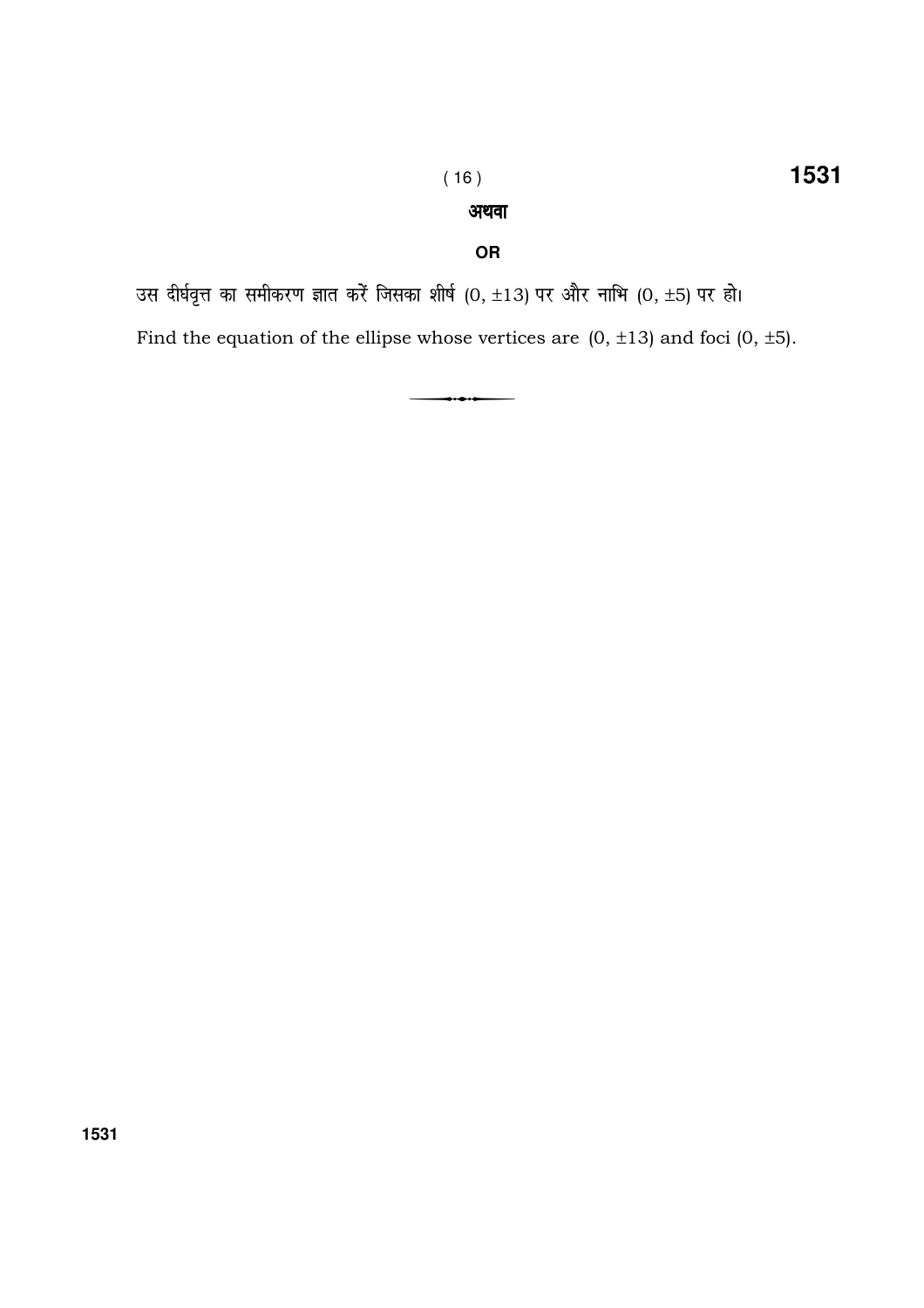**अथवा**

**OR**

उस दीर्घवृत्त का समीकरण ज्ञात करें जिसका शीर्ष $(0, \pm 13)$ पर और नाभि $(0, \pm 5)$ पर हो।

Find the equation of the ellipse whose vertices are $(0, \pm 13)$ and foci $(0, \pm 5)$.